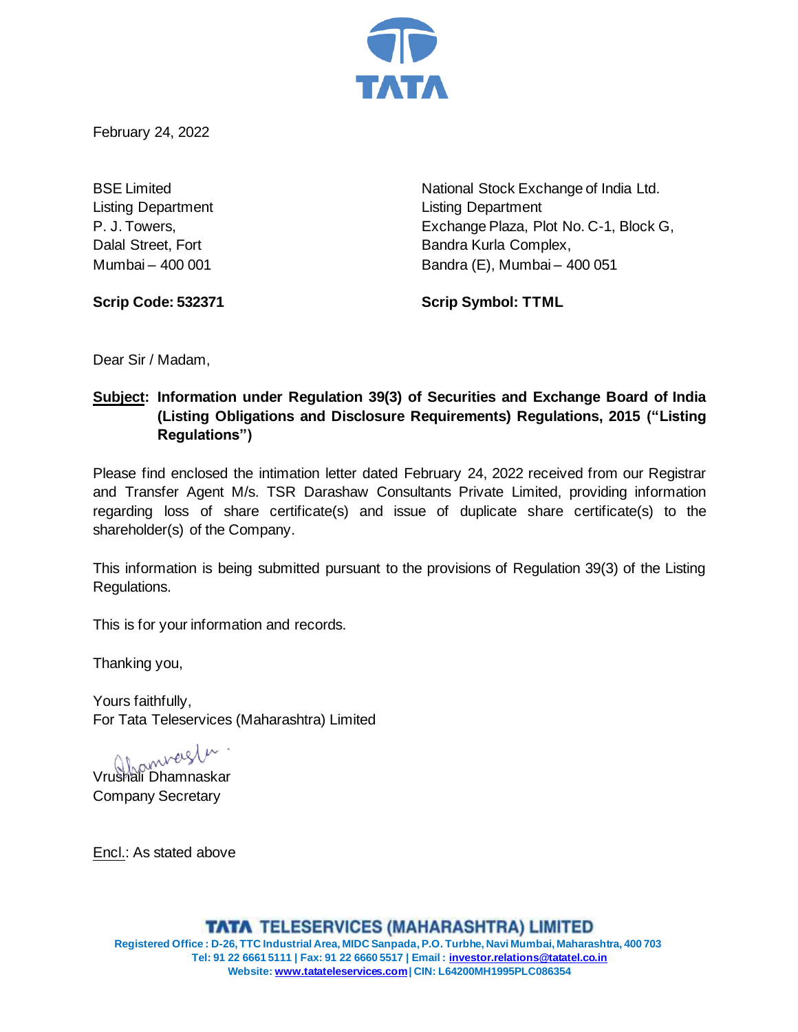TATA

February 24, 2022

BSE Limited
Listing Department
P. J. Towers,
Dalal Street, Fort
Mumbai – 400 001

**Scrip Code: 532371**

National Stock Exchange of India Ltd.
Listing Department
Exchange Plaza, Plot No. C-1, Block G,
Bandra Kurla Complex,
Bandra (E), Mumbai – 400 051

**Scrip Symbol: TTML**

Dear Sir / Madam,

**Subject: Information under Regulation 39(3) of Securities and Exchange Board of India (Listing Obligations and Disclosure Requirements) Regulations, 2015 ("Listing Regulations")**

Please find enclosed the intimation letter dated February 24, 2022 received from our Registrar and Transfer Agent M/s. TSR Darashaw Consultants Private Limited, providing information regarding loss of share certificate(s) and issue of duplicate share certificate(s) to the shareholder(s) of the Company.

This information is being submitted pursuant to the provisions of Regulation 39(3) of the Listing Regulations.

This is for your information and records.

Thanking you,

Yours faithfully,
For Tata Teleservices (Maharashtra) Limited

Vrushali Dhamnaskar
Company Secretary

Encl.: As stated above

**TATA TELESERVICES (MAHARASHTRA) LIMITED**
Registered Office : D-26, TTC Industrial Area, MIDC Sanpada, P.O. Turbhe, Navi Mumbai, Maharashtra, 400 703
Tel: 91 22 6661 5111 | Fax: 91 22 6660 5517 | Email : investor.relations@tatatel.co.in
Website: www.tatateleservices.com | CIN: L64200MH1995PLC086354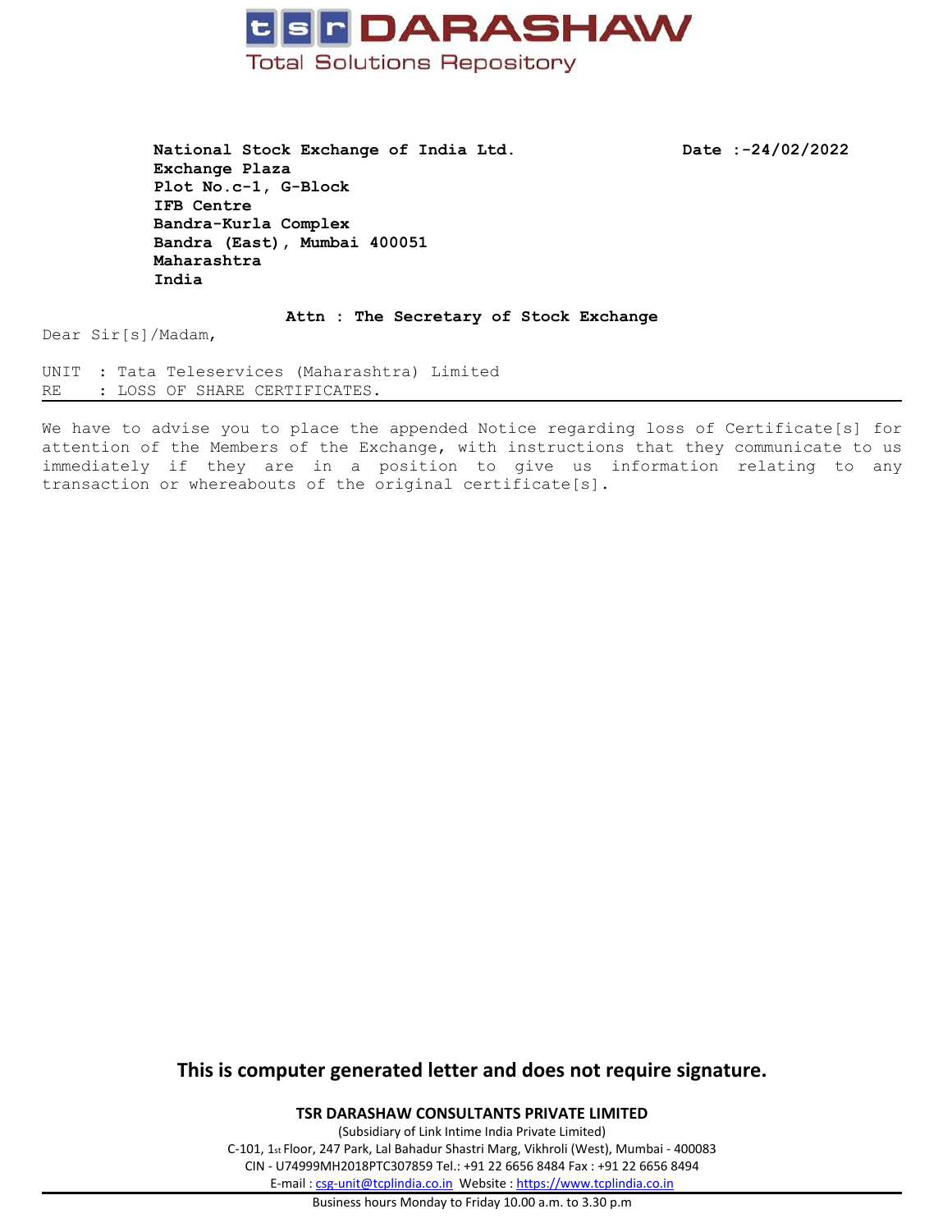# tsr DARASHAW

Total Solutions Repository

**National Stock Exchange of India Ltd.**
**Exchange Plaza**
**Plot No.c-1, G-Block**
**IFB Centre**
**Bandra-Kurla Complex**
**Bandra (East), Mumbai 400051**
**Maharashtra**
**India**

**Date :-24/02/2022**

**Attn : The Secretary of Stock Exchange**

Dear Sir[s]/Madam,

UNIT : Tata Teleservices (Maharashtra) Limited
RE : LOSS OF SHARE CERTIFICATES.

---

We have to advise you to place the appended Notice regarding loss of Certificate[s] for attention of the Members of the Exchange, with instructions that they communicate to us immediately if they are in a position to give us information relating to any transaction or whereabouts of the original certificate[s].

**This is computer generated letter and does not require signature.**

**TSR DARASHAW CONSULTANTS PRIVATE LIMITED**

(Subsidiary of Link Intime India Private Limited)

C-101, 1st Floor, 247 Park, Lal Bahadur Shastri Marg, Vikhroli (West), Mumbai - 400083

CIN - U74999MH2018PTC307859 Tel.: +91 22 6656 8484 Fax : +91 22 6656 8494

E-mail : csg-unit@tcplindia.co.in Website : https://www.tcplindia.co.in

Business hours Monday to Friday 10.00 a.m. to 3.30 p.m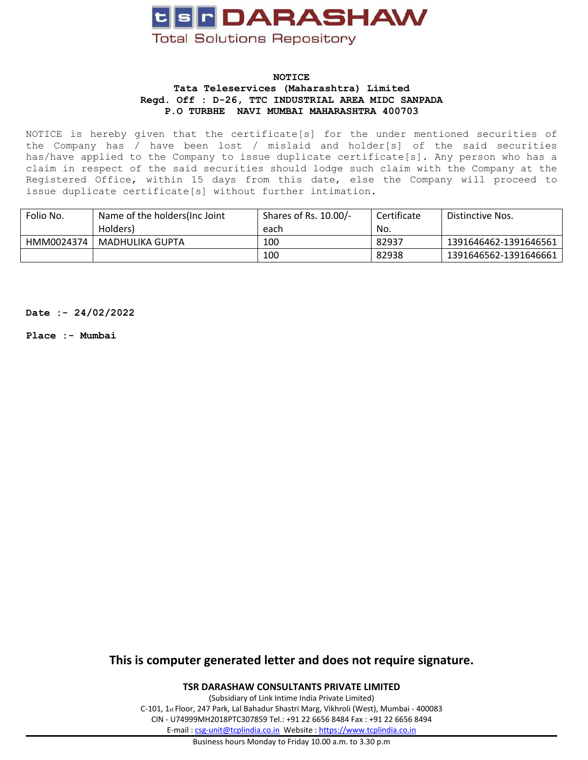# tsr DARASHAW

Total Solutions Repository

**NOTICE**
**Tata Teleservices (Maharashtra) Limited**
**Regd. Off : D-26, TTC INDUSTRIAL AREA MIDC SANPADA**
**P.O TURBHE NAVI MUMBAI MAHARASHTRA 400703**

NOTICE is hereby given that the certificate[s] for the under mentioned securities of the Company has / have been lost / mislaid and holder[s] of the said securities has/have applied to the Company to issue duplicate certificate[s]. Any person who has a claim in respect of the said securities should lodge such claim with the Company at the Registered Office, within 15 days from this date, else the Company will proceed to issue duplicate certificate[s] without further intimation.

| Folio No. | Name of the holders(Inc Joint Holders) | Shares of Rs. 10.00/- each | Certificate No. | Distinctive Nos. |
|---|---|---|---|---|
| HMM0024374 | MADHULIKA GUPTA | 100 | 82937 | 1391646462-1391646561 |
| | | 100 | 82938 | 1391646562-1391646661 |

**Date :- 24/02/2022**

**Place :- Mumbai**

**This is computer generated letter and does not require signature.**

**TSR DARASHAW CONSULTANTS PRIVATE LIMITED**
(Subsidiary of Link Intime India Private Limited)
C-101, 1st Floor, 247 Park, Lal Bahadur Shastri Marg, Vikhroli (West), Mumbai - 400083
CIN - U74999MH2018PTC307859 Tel.: +91 22 6656 8484 Fax : +91 22 6656 8494
E-mail : csg-unit@tcplindia.co.in Website : https://www.tcplindia.co.in

Business hours Monday to Friday 10.00 a.m. to 3.30 p.m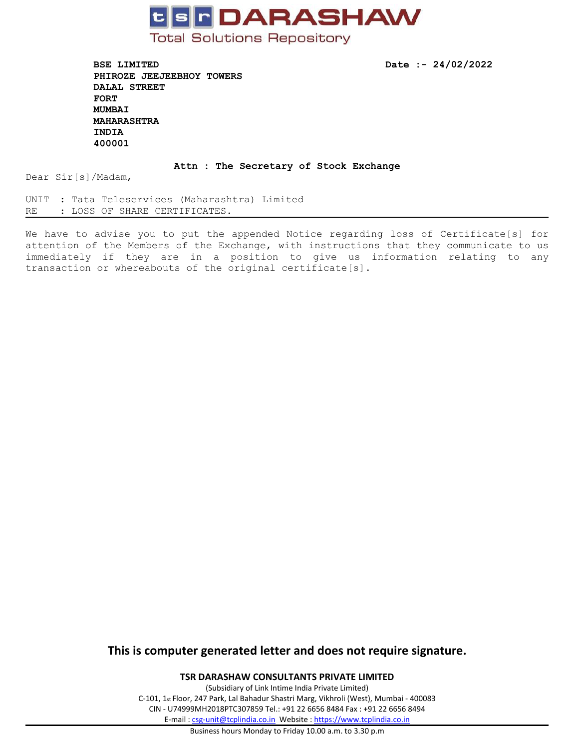**tsr DARASHAW**

Total Solutions Repository

**BSE LIMITED**
**PHIROZE JEEJEEBHOY TOWERS**
**DALAL STREET**
**FORT**
**MUMBAI**
**MAHARASHTRA**
**INDIA**
**400001**

**Date :- 24/02/2022**

**Attn : The Secretary of Stock Exchange**

Dear Sir[s]/Madam,

UNIT : Tata Teleservices (Maharashtra) Limited
RE : LOSS OF SHARE CERTIFICATES.

---

We have to advise you to put the appended Notice regarding loss of Certificate[s] for attention of the Members of the Exchange, with instructions that they communicate to us immediately if they are in a position to give us information relating to any transaction or whereabouts of the original certificate[s].

**This is computer generated letter and does not require signature.**

**TSR DARASHAW CONSULTANTS PRIVATE LIMITED**

(Subsidiary of Link Intime India Private Limited)

C-101, 1st Floor, 247 Park, Lal Bahadur Shastri Marg, Vikhroli (West), Mumbai - 400083

CIN - U74999MH2018PTC307859 Tel.: +91 22 6656 8484 Fax : +91 22 6656 8494

E-mail : csg-unit@tcplindia.co.in Website : https://www.tcplindia.co.in

Business hours Monday to Friday 10.00 a.m. to 3.30 p.m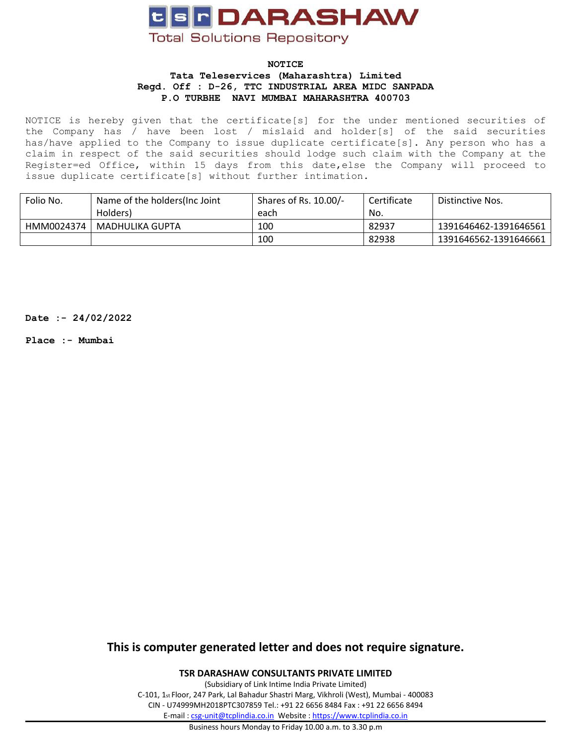tsr DARASHAW
Total Solutions Repository

**NOTICE**
**Tata Teleservices (Maharashtra) Limited**
**Regd. Off : D-26, TTC INDUSTRIAL AREA MIDC SANPADA**
**P.O TURBHE NAVI MUMBAI MAHARASHTRA 400703**

NOTICE is hereby given that the certificate[s] for the under mentioned securities of the Company has / have been lost / mislaid and holder[s] of the said securities has/have applied to the Company to issue duplicate certificate[s]. Any person who has a claim in respect of the said securities should lodge such claim with the Company at the Register=ed Office, within 15 days from this date,else the Company will proceed to issue duplicate certificate[s] without further intimation.

| Folio No. | Name of the holders(Inc Joint Holders) | Shares of Rs. 10.00/- each | Certificate No. | Distinctive Nos. |
|---|---|---|---|---|
| HMM0024374 | MADHULIKA GUPTA | 100 | 82937 | 1391646462-1391646561 |
| | | 100 | 82938 | 1391646562-1391646661 |

**Date :- 24/02/2022**

**Place :- Mumbai**

**This is computer generated letter and does not require signature.**

**TSR DARASHAW CONSULTANTS PRIVATE LIMITED**
(Subsidiary of Link Intime India Private Limited)
C-101, 1st Floor, 247 Park, Lal Bahadur Shastri Marg, Vikhroli (West), Mumbai - 400083
CIN - U74999MH2018PTC307859 Tel.: +91 22 6656 8484 Fax : +91 22 6656 8494
E-mail : csg-unit@tcplindia.co.in Website : https://www.tcplindia.co.in

Business hours Monday to Friday 10.00 a.m. to 3.30 p.m